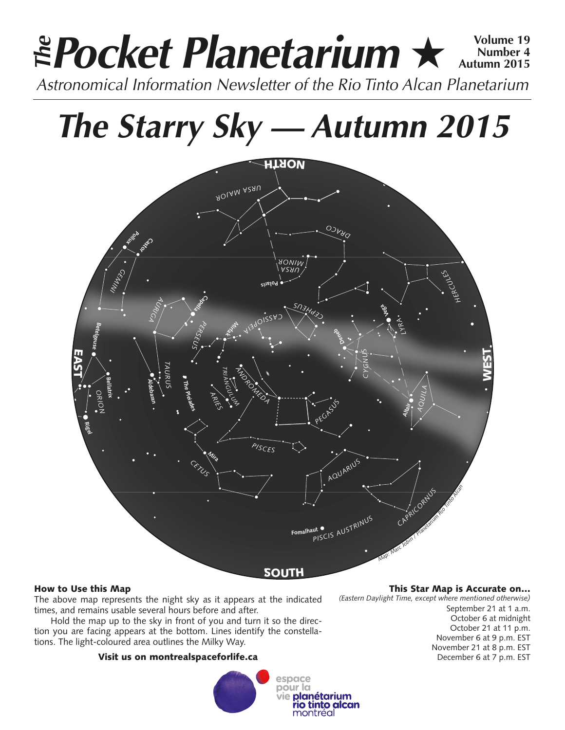# The Pocket Planetarium ★

**Volume 19**
**Number 4**
**Autumn 2015**

*Astronomical Information Newsletter of the Rio Tinto Alcan Planetarium*

# The Starry Sky — Autumn 2015

### How to Use this Map

The above map represents the night sky as it appears at the indicated times, and remains usable several hours before and after.

Hold the map up to the sky in front of you and turn it so the direction you are facing appears at the bottom. Lines identify the constellations. The light-coloured area outlines the Milky Way.

**Visit us on montrealspaceforlife.ca**

### This Star Map is Accurate on...

*(Eastern Daylight Time, except where mentioned otherwise)*

September 21 at 1 a.m.
October 6 at midnight
October 21 at 11 p.m.
November 6 at 9 p.m. EST
November 21 at 8 p.m. EST
December 6 at 7 p.m. EST

espace pour la vie planétarium rio tinto alcan montréal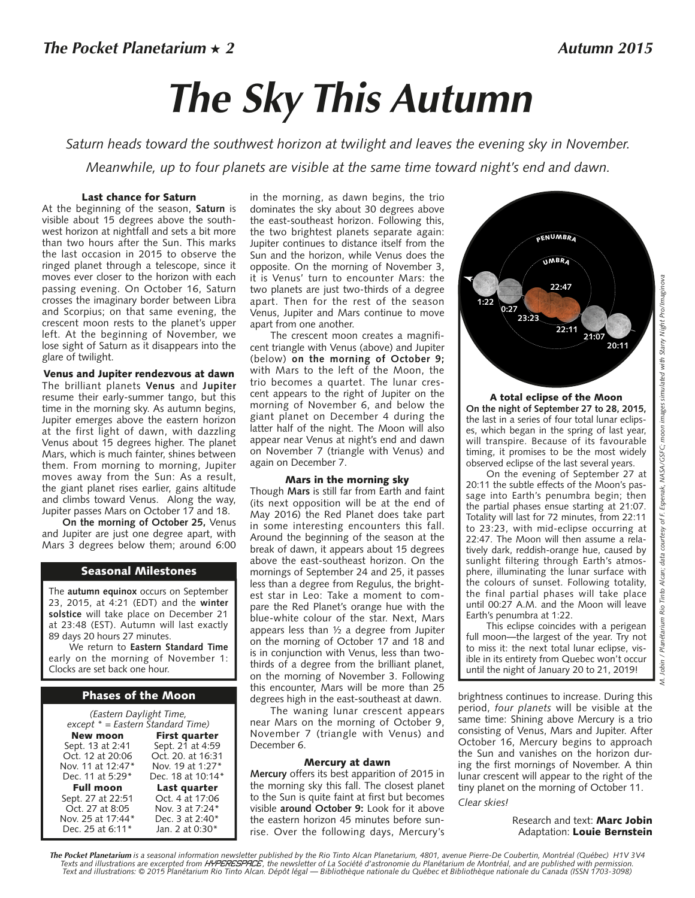# The Sky This Autumn

*Saturn heads toward the southwest horizon at twilight and leaves the evening sky in November. Meanwhile, up to four planets are visible at the same time toward night's end and dawn.*

### Last chance for Saturn

At the beginning of the season, **Saturn** is visible about 15 degrees above the southwest horizon at nightfall and sets a bit more than two hours after the Sun. This marks the last occasion in 2015 to observe the ringed planet through a telescope, since it moves ever closer to the horizon with each passing evening. On October 16, Saturn crosses the imaginary border between Libra and Scorpius; on that same evening, the crescent moon rests to the planet's upper left. At the beginning of November, we lose sight of Saturn as it disappears into the glare of twilight.

### Venus and Jupiter rendezvous at dawn

The brilliant planets **Venus** and **Jupiter** resume their early-summer tango, but this time in the morning sky. As autumn begins, Jupiter emerges above the eastern horizon at the first light of dawn, with dazzling Venus about 15 degrees higher. The planet Mars, which is much fainter, shines between them. From morning to morning, Jupiter moves away from the Sun: As a result, the giant planet rises earlier, gains altitude and climbs toward Venus. Along the way, Jupiter passes Mars on October 17 and 18.

**On the morning of October 25,** Venus and Jupiter are just one degree apart, with Mars 3 degrees below them; around 6:00 in the morning, as dawn begins, the trio dominates the sky about 30 degrees above the east-southeast horizon. Following this, the two brightest planets separate again: Jupiter continues to distance itself from the Sun and the horizon, while Venus does the opposite. On the morning of November 3, it is Venus' turn to encounter Mars: the two planets are just two-thirds of a degree apart. Then for the rest of the season Venus, Jupiter and Mars continue to move apart from one another.

The crescent moon creates a magnificent triangle with Venus (above) and Jupiter (below) **on the morning of October 9;** with Mars to the left of the Moon, the trio becomes a quartet. The lunar crescent appears to the right of Jupiter on the morning of November 6, and below the giant planet on December 4 during the latter half of the night. The Moon will also appear near Venus at night's end and dawn on November 7 (triangle with Venus) and again on December 7.

### Mars in the morning sky

Though **Mars** is still far from Earth and faint (its next opposition will be at the end of May 2016) the Red Planet does take part in some interesting encounters this fall. Around the beginning of the season at the break of dawn, it appears about 15 degrees above the east-southeast horizon. On the mornings of September 24 and 25, it passes less than a degree from Regulus, the brightest star in Leo: Take a moment to compare the Red Planet's orange hue with the blue-white colour of the star. Next, Mars appears less than ½ a degree from Jupiter on the morning of October 17 and 18 and is in conjunction with Venus, less than two-thirds of a degree from the brilliant planet, on the morning of November 3. Following this encounter, Mars will be more than 25 degrees high in the east-southeast at dawn.

The waning lunar crescent appears near Mars on the morning of October 9, November 7 (triangle with Venus) and December 6.

### Mercury at dawn

**Mercury** offers its best apparition of 2015 in the morning sky this fall. The closest planet to the Sun is quite faint at first but becomes visible **around October 9:** Look for it above the eastern horizon 45 minutes before sunrise. Over the following days, Mercury's brightness continues to increase. During this period, *four planets* will be visible at the same time: Shining above Mercury is a trio consisting of Venus, Mars and Jupiter. After October 16, Mercury begins to approach the Sun and vanishes on the horizon during the first mornings of November. A thin lunar crescent will appear to the right of the tiny planet on the morning of October 11.

*Clear skies!*

Research and text: **Marc Jobin**
Adaptation: **Louie Bernstein**

## Seasonal Milestones

The **autumn equinox** occurs on September 23, 2015, at 4:21 (EDT) and the **winter solstice** will take place on December 21 at 23:48 (EST). Autumn will last exactly 89 days 20 hours 27 minutes.

We return to **Eastern Standard Time** early on the morning of November 1: Clocks are set back one hour.

## Phases of the Moon

*(Eastern Daylight Time, except * = Eastern Standard Time)*

| New moon | First quarter |
|---|---|
| Sept. 13 at 2:41 | Sept. 21 at 4:59 |
| Oct. 12 at 20:06 | Oct. 20. at 16:31 |
| Nov. 11 at 12:47* | Nov. 19 at 1:27* |
| Dec. 11 at 5:29* | Dec. 18 at 10:14* |
| **Full moon** | **Last quarter** |
| Sept. 27 at 22:51 | Oct. 4 at 17:06 |
| Oct. 27 at 8:05 | Nov. 3 at 7:24* |
| Nov. 25 at 17:44* | Dec. 3 at 2:40* |
| Dec. 25 at 6:11* | Jan. 2 at 0:30* |

PENUMBRA
UMBRA
1:22
0:27
23:23
22:47
22:11
21:07
20:11

M. Jobin / Planétarium Rio Tinto Alcan, data courtesy of F. Espenak, NASA/GSFC; moon images simulated with Starry Night Pro/Imaginova

### A total eclipse of the Moon

**On the night of September 27 to 28, 2015,** the last in a series of four total lunar eclipses, which began in the spring of last year, will transpire. Because of its favourable timing, it promises to be the most widely observed eclipse of the last several years.

On the evening of September 27 at 20:11 the subtle effects of the Moon's passage into Earth's penumbra begin; then the partial phases ensue starting at 21:07. Totality will last for 72 minutes, from 22:11 to 23:23, with mid-eclipse occurring at 22:47. The Moon will then assume a relatively dark, reddish-orange hue, caused by sunlight filtering through Earth's atmosphere, illuminating the lunar surface with the colours of sunset. Following totality, the final partial phases will take place until 00:27 A.M. and the Moon will leave Earth's penumbra at 1:22.

This eclipse coincides with a perigean full moon—the largest of the year. Try not to miss it: the next total lunar eclipse, visible in its entirety from Quebec won't occur until the night of January 20 to 21, 2019!

*The Pocket Planetarium* is a seasonal information newsletter published by the Rio Tinto Alcan Planetarium, 4801, avenue Pierre-De Coubertin, Montréal (Québec) H1V 3V4
Texts and illustrations are excerpted from *HYPERESPACE*, the newsletter of La Société d'astronomie du Planétarium de Montréal, and are published with permission.
Text and illustrations: © 2015 Planétarium Rio Tinto Alcan. Dépôt légal — Bibliothèque nationale du Québec et Bibliothèque nationale du Canada (ISSN 1703-3098)